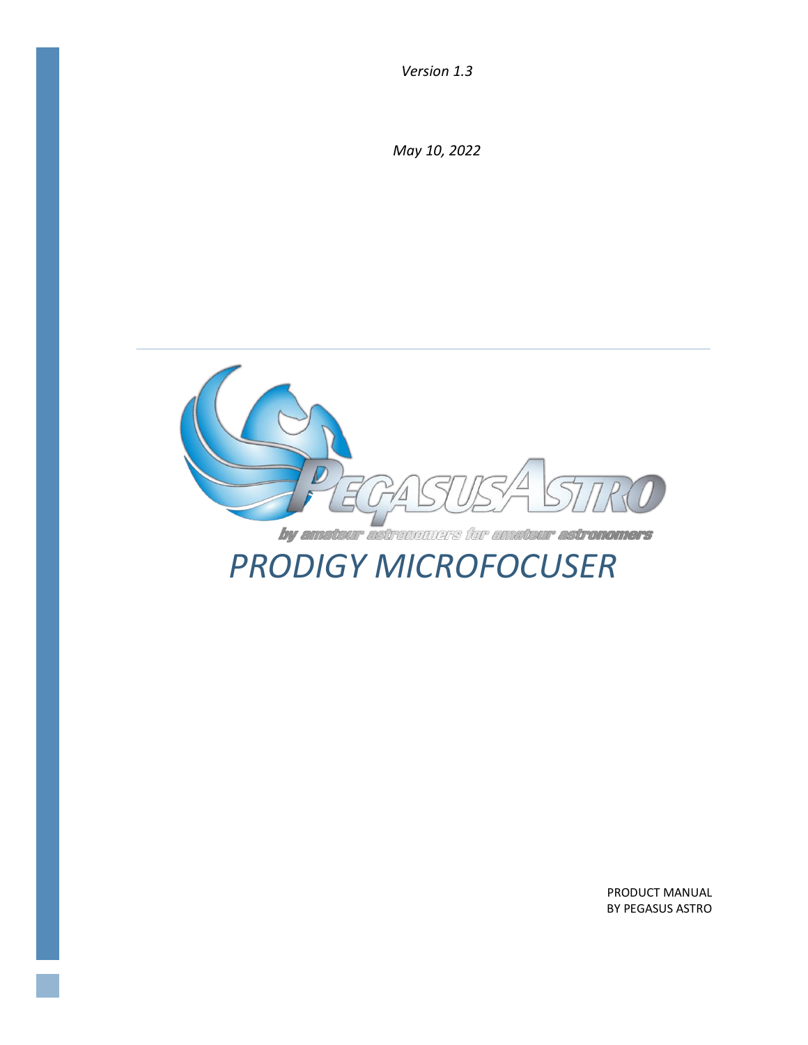*Version 1.3*

*May 10, 2022*

PegasusAstro

by amateur astronomers for amateur astronomers

# *PRODIGY MICROFOCUSER*

PRODUCT MANUAL
BY PEGASUS ASTRO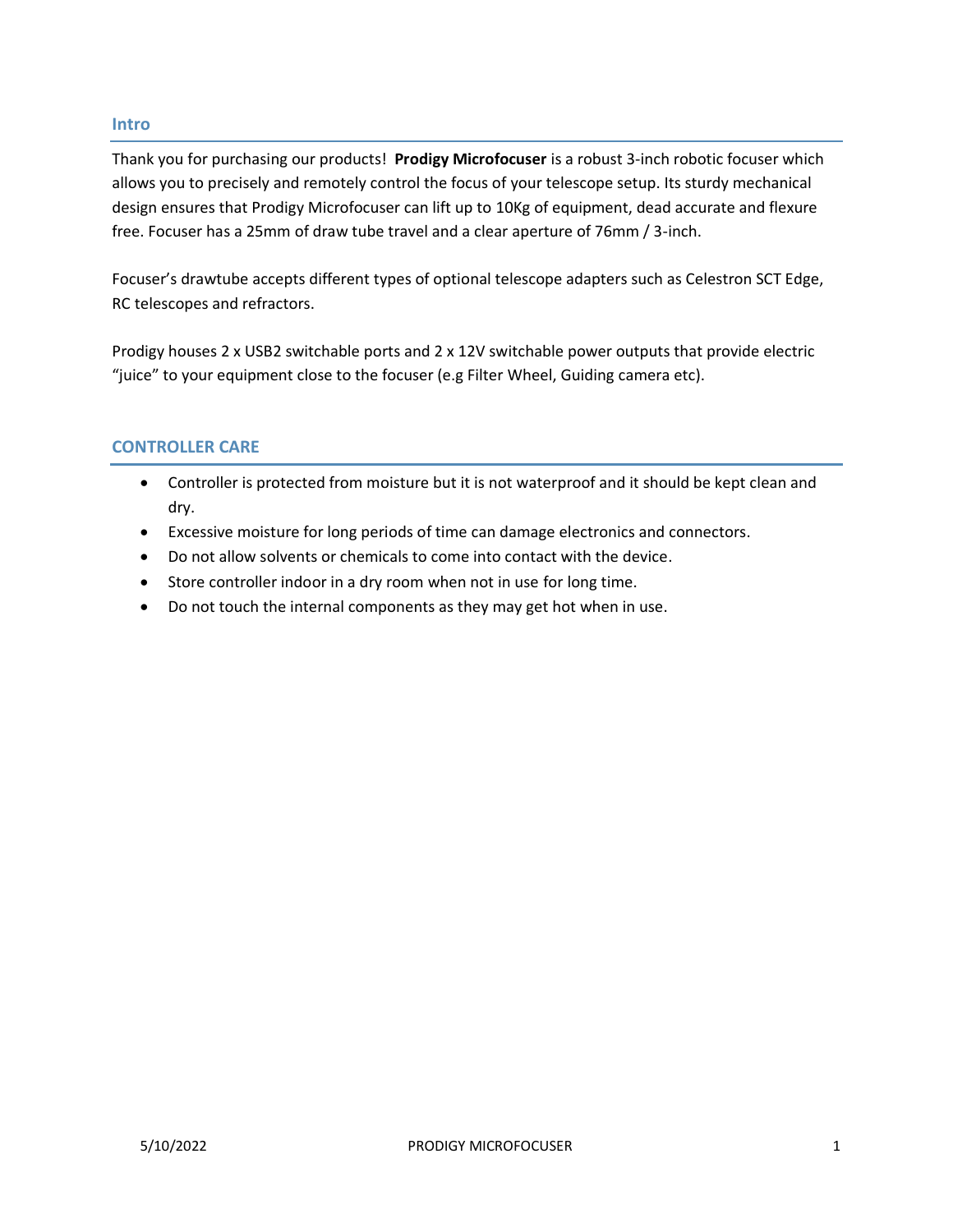## Intro

Thank you for purchasing our products! **Prodigy Microfocuser** is a robust 3-inch robotic focuser which allows you to precisely and remotely control the focus of your telescope setup. Its sturdy mechanical design ensures that Prodigy Microfocuser can lift up to 10Kg of equipment, dead accurate and flexure free. Focuser has a 25mm of draw tube travel and a clear aperture of 76mm / 3-inch.

Focuser's drawtube accepts different types of optional telescope adapters such as Celestron SCT Edge, RC telescopes and refractors.

Prodigy houses 2 x USB2 switchable ports and 2 x 12V switchable power outputs that provide electric "juice" to your equipment close to the focuser (e.g Filter Wheel, Guiding camera etc).

## CONTROLLER CARE

- Controller is protected from moisture but it is not waterproof and it should be kept clean and dry.
- Excessive moisture for long periods of time can damage electronics and connectors.
- Do not allow solvents or chemicals to come into contact with the device.
- Store controller indoor in a dry room when not in use for long time.
- Do not touch the internal components as they may get hot when in use.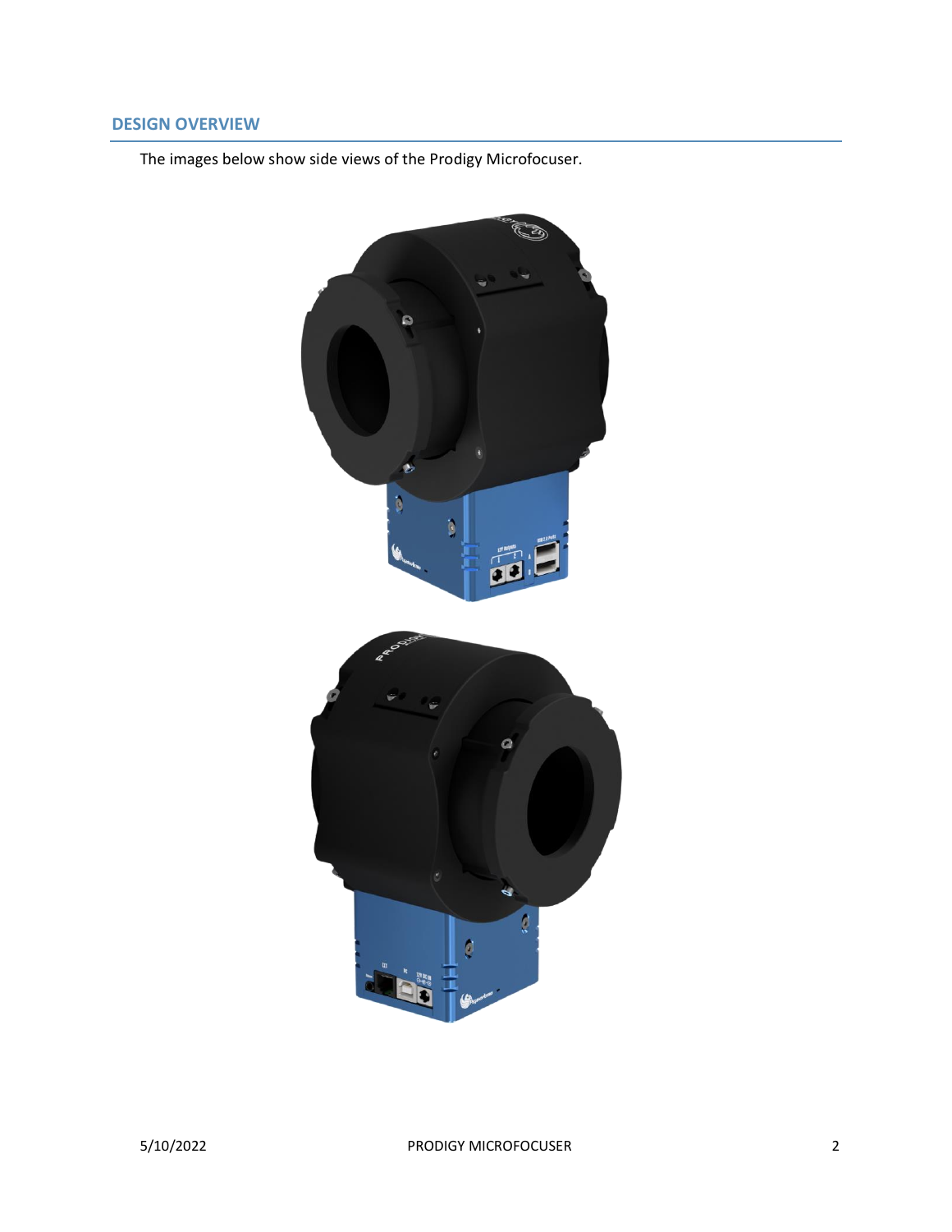## DESIGN OVERVIEW

The images below show side views of the Prodigy Microfocuser.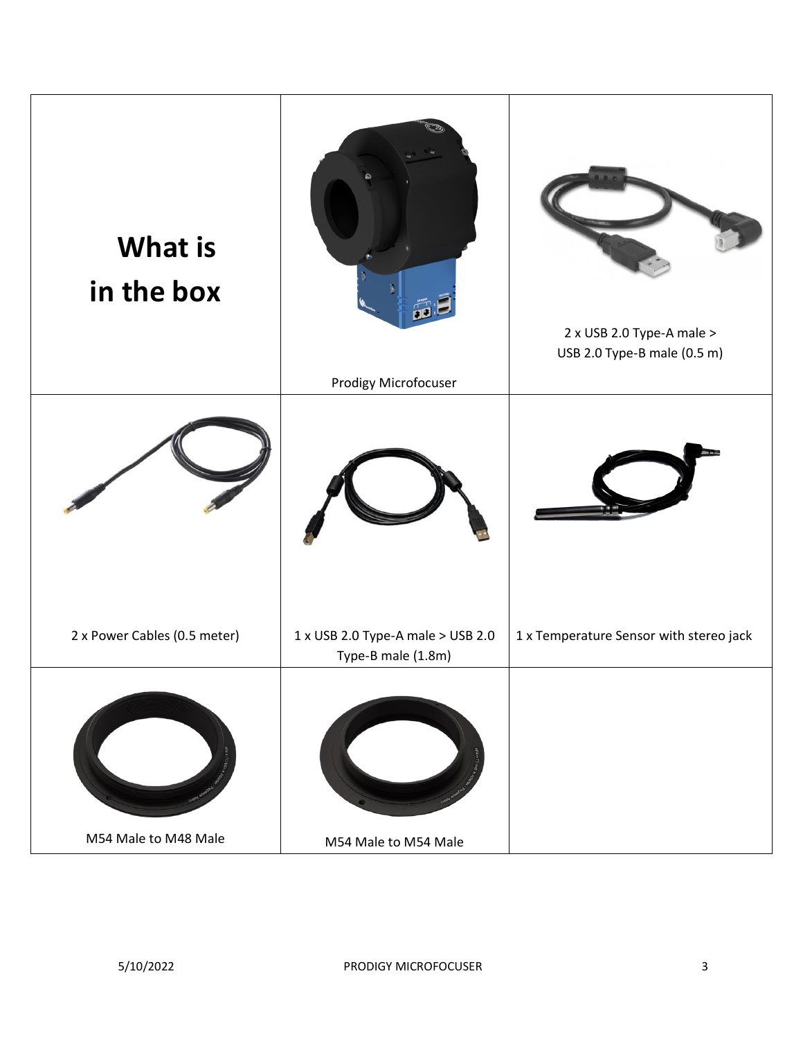# What is in the box

| | | |
|---|---|---|
| **What is in the box** | Prodigy Microfocuser | 2 x USB 2.0 Type-A male > USB 2.0 Type-B male (0.5 m) |
| 2 x Power Cables (0.5 meter) | 1 x USB 2.0 Type-A male > USB 2.0 Type-B male (1.8m) | 1 x Temperature Sensor with stereo jack |
| M54 Male to M48 Male | M54 Male to M54 Male | |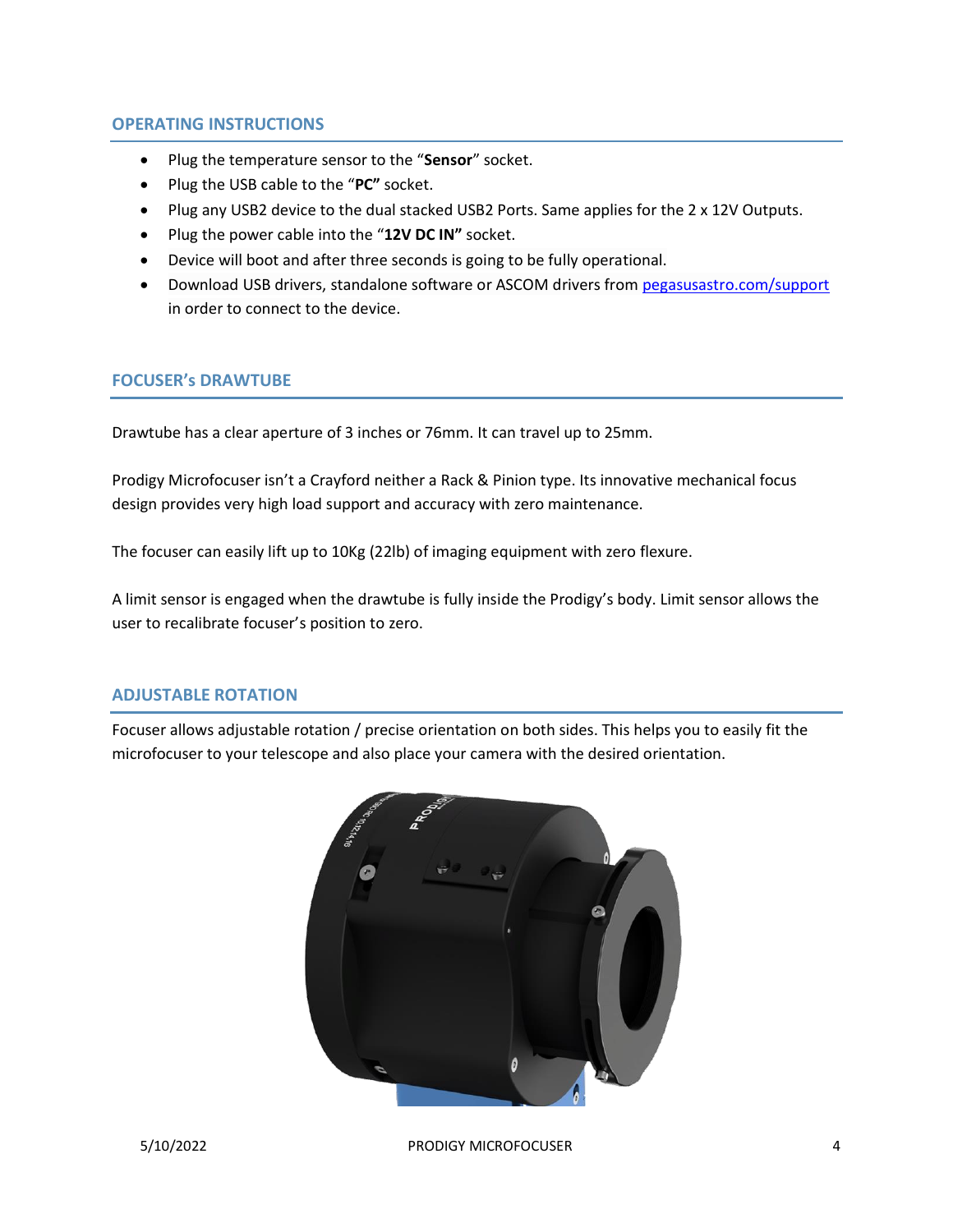## OPERATING INSTRUCTIONS

- Plug the temperature sensor to the "**Sensor**" socket.
- Plug the USB cable to the "**PC"** socket.
- Plug any USB2 device to the dual stacked USB2 Ports. Same applies for the 2 x 12V Outputs.
- Plug the power cable into the "**12V DC IN"** socket.
- Device will boot and after three seconds is going to be fully operational.
- Download USB drivers, standalone software or ASCOM drivers from pegasusastro.com/support in order to connect to the device.

## FOCUSER's DRAWTUBE

Drawtube has a clear aperture of 3 inches or 76mm. It can travel up to 25mm.

Prodigy Microfocuser isn't a Crayford neither a Rack & Pinion type. Its innovative mechanical focus design provides very high load support and accuracy with zero maintenance.

The focuser can easily lift up to 10Kg (22lb) of imaging equipment with zero flexure.

A limit sensor is engaged when the drawtube is fully inside the Prodigy's body. Limit sensor allows the user to recalibrate focuser's position to zero.

## ADJUSTABLE ROTATION

Focuser allows adjustable rotation / precise orientation on both sides. This helps you to easily fit the microfocuser to your telescope and also place your camera with the desired orientation.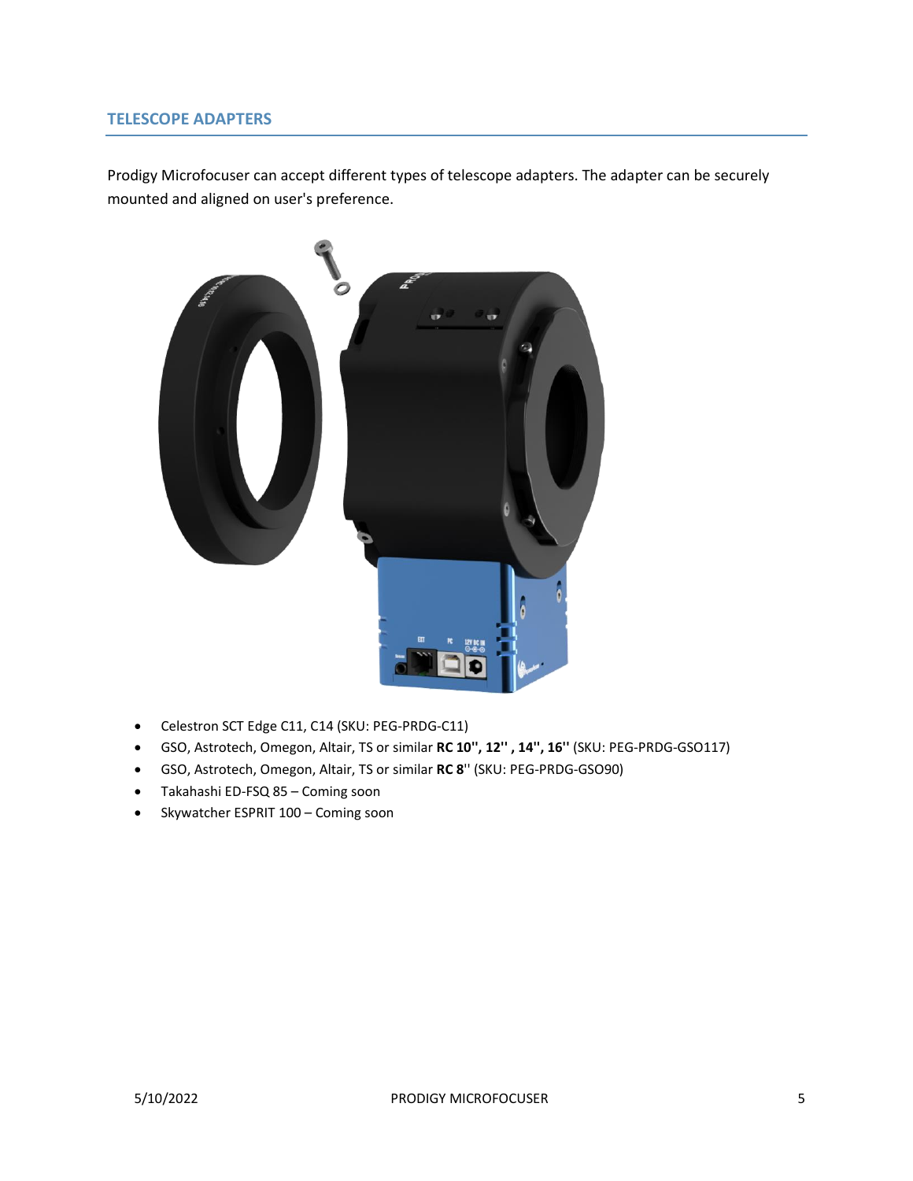## TELESCOPE ADAPTERS

Prodigy Microfocuser can accept different types of telescope adapters. The adapter can be securely mounted and aligned on user's preference.

- Celestron SCT Edge C11, C14 (SKU: PEG-PRDG-C11)
- GSO, Astrotech, Omegon, Altair, TS or similar **RC 10'', 12'' , 14'', 16''** (SKU: PEG-PRDG-GSO117)
- GSO, Astrotech, Omegon, Altair, TS or similar **RC 8**'' (SKU: PEG-PRDG-GSO90)
- Takahashi ED-FSQ 85 – Coming soon
- Skywatcher ESPRIT 100 – Coming soon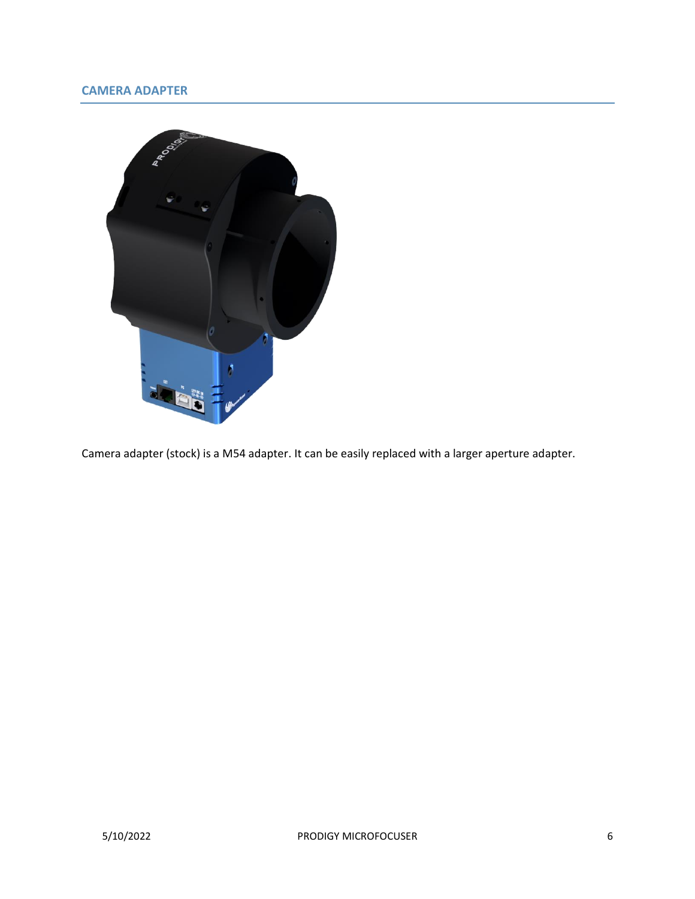## CAMERA ADAPTER

Camera adapter (stock) is a M54 adapter. It can be easily replaced with a larger aperture adapter.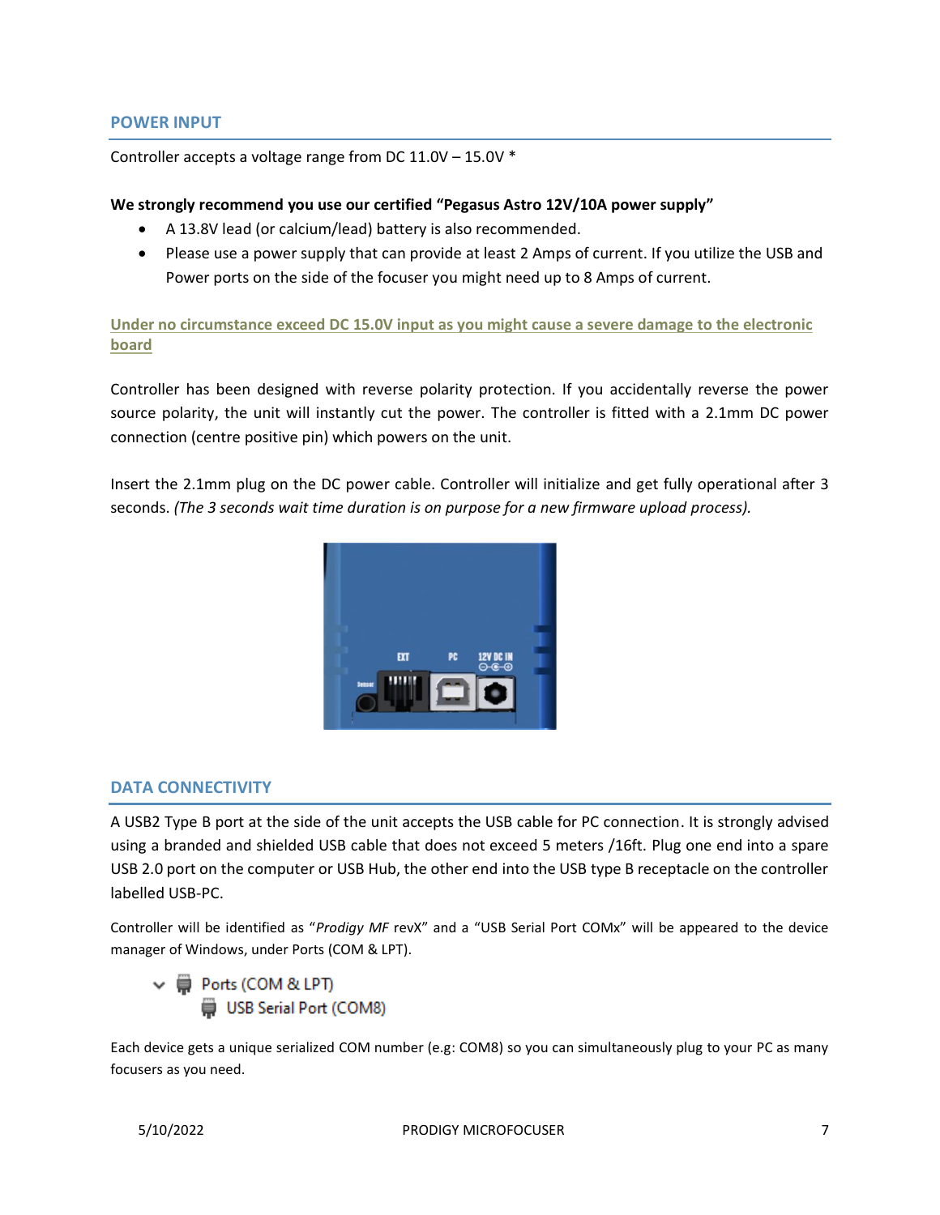## POWER INPUT

Controller accepts a voltage range from DC 11.0V – 15.0V *

**We strongly recommend you use our certified "Pegasus Astro 12V/10A power supply"**

- A 13.8V lead (or calcium/lead) battery is also recommended.
- Please use a power supply that can provide at least 2 Amps of current. If you utilize the USB and Power ports on the side of the focuser you might need up to 8 Amps of current.

**Under no circumstance exceed DC 15.0V input as you might cause a severe damage to the electronic board**

Controller has been designed with reverse polarity protection. If you accidentally reverse the power source polarity, the unit will instantly cut the power. The controller is fitted with a 2.1mm DC power connection (centre positive pin) which powers on the unit.

Insert the 2.1mm plug on the DC power cable. Controller will initialize and get fully operational after 3 seconds. *(The 3 seconds wait time duration is on purpose for a new firmware upload process).*

## DATA CONNECTIVITY

A USB2 Type B port at the side of the unit accepts the USB cable for PC connection. It is strongly advised using a branded and shielded USB cable that does not exceed 5 meters /16ft. Plug one end into a spare USB 2.0 port on the computer or USB Hub, the other end into the USB type B receptacle on the controller labelled USB-PC.

Controller will be identified as "*Prodigy MF* revX" and a "USB Serial Port COMx" will be appeared to the device manager of Windows, under Ports (COM & LPT).

Each device gets a unique serialized COM number (e.g: COM8) so you can simultaneously plug to your PC as many focusers as you need.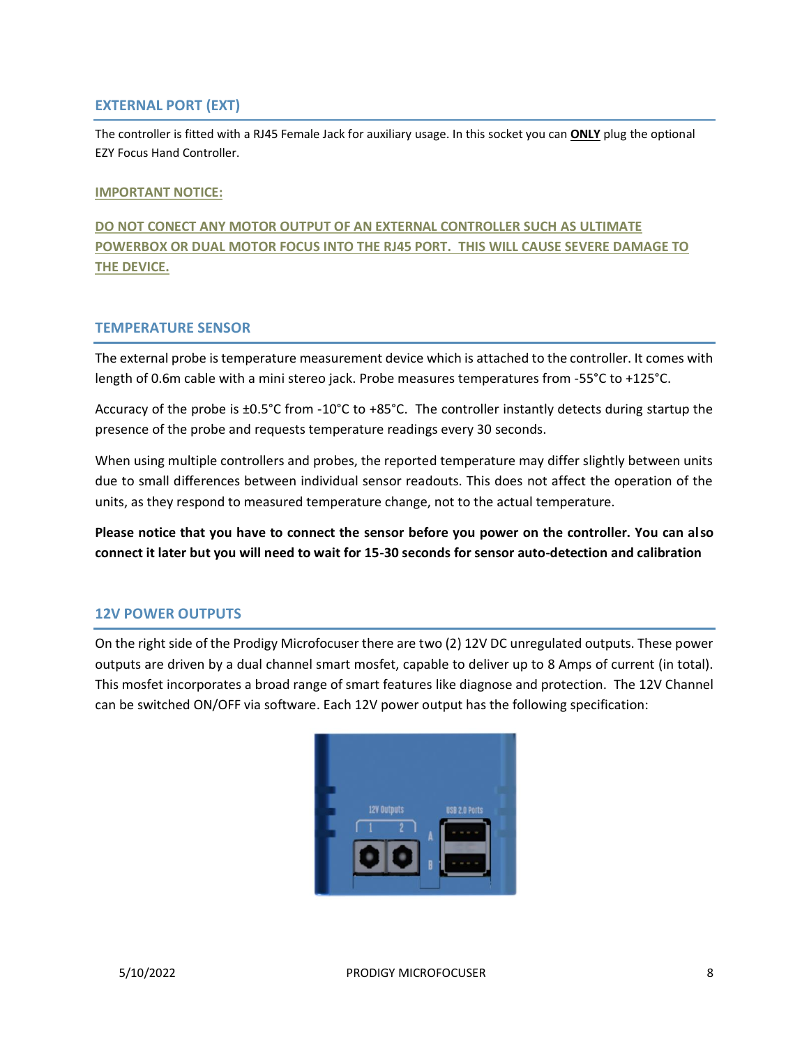## EXTERNAL PORT (EXT)

The controller is fitted with a RJ45 Female Jack for auxiliary usage. In this socket you can **ONLY** plug the optional EZY Focus Hand Controller.

### IMPORTANT NOTICE:

**DO NOT CONECT ANY MOTOR OUTPUT OF AN EXTERNAL CONTROLLER SUCH AS ULTIMATE POWERBOX OR DUAL MOTOR FOCUS INTO THE RJ45 PORT. THIS WILL CAUSE SEVERE DAMAGE TO THE DEVICE.**

## TEMPERATURE SENSOR

The external probe is temperature measurement device which is attached to the controller. It comes with length of 0.6m cable with a mini stereo jack. Probe measures temperatures from -55°C to +125°C.

Accuracy of the probe is ±0.5°C from -10°C to +85°C. The controller instantly detects during startup the presence of the probe and requests temperature readings every 30 seconds.

When using multiple controllers and probes, the reported temperature may differ slightly between units due to small differences between individual sensor readouts. This does not affect the operation of the units, as they respond to measured temperature change, not to the actual temperature.

**Please notice that you have to connect the sensor before you power on the controller. You can also connect it later but you will need to wait for 15-30 seconds for sensor auto-detection and calibration**

## 12V POWER OUTPUTS

On the right side of the Prodigy Microfocuser there are two (2) 12V DC unregulated outputs. These power outputs are driven by a dual channel smart mosfet, capable to deliver up to 8 Amps of current (in total). This mosfet incorporates a broad range of smart features like diagnose and protection. The 12V Channel can be switched ON/OFF via software. Each 12V power output has the following specification: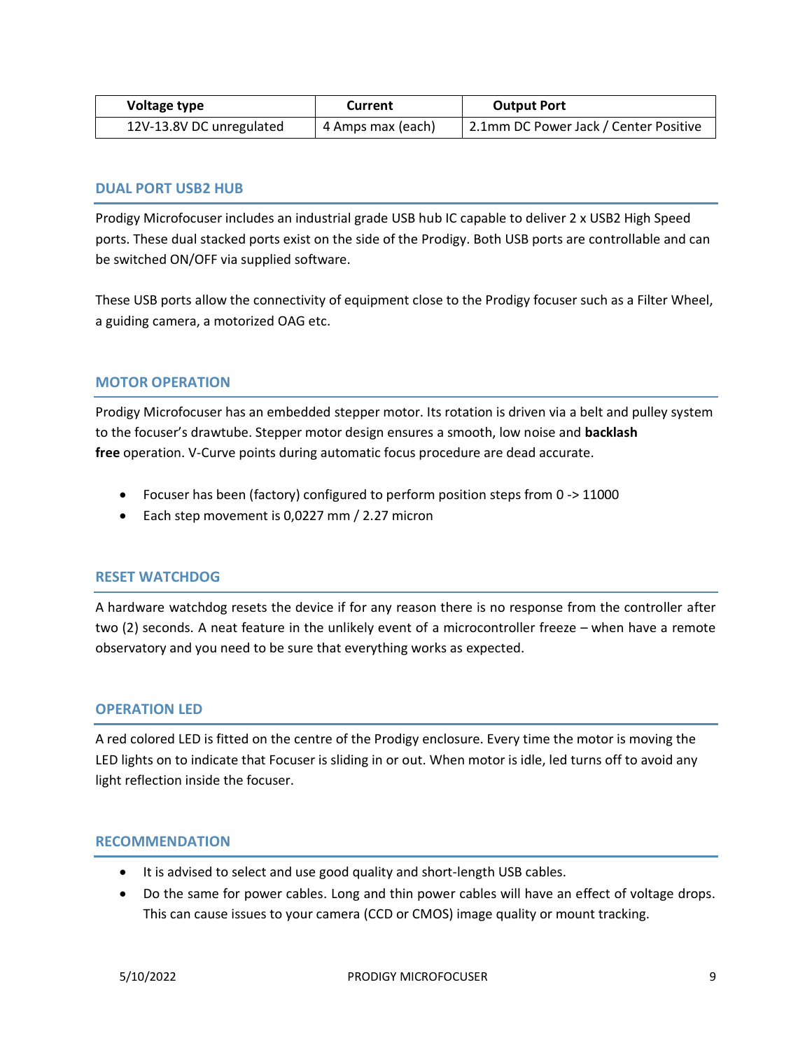| Voltage type | Current | Output Port |
|---|---|---|
| 12V-13.8V DC unregulated | 4 Amps max (each) | 2.1mm DC Power Jack / Center Positive |

## DUAL PORT USB2 HUB

Prodigy Microfocuser includes an industrial grade USB hub IC capable to deliver 2 x USB2 High Speed ports. These dual stacked ports exist on the side of the Prodigy. Both USB ports are controllable and can be switched ON/OFF via supplied software.

These USB ports allow the connectivity of equipment close to the Prodigy focuser such as a Filter Wheel, a guiding camera, a motorized OAG etc.

## MOTOR OPERATION

Prodigy Microfocuser has an embedded stepper motor. Its rotation is driven via a belt and pulley system to the focuser's drawtube. Stepper motor design ensures a smooth, low noise and **backlash free** operation. V-Curve points during automatic focus procedure are dead accurate.

- Focuser has been (factory) configured to perform position steps from 0 -> 11000
- Each step movement is 0,0227 mm / 2.27 micron

## RESET WATCHDOG

A hardware watchdog resets the device if for any reason there is no response from the controller after two (2) seconds. A neat feature in the unlikely event of a microcontroller freeze – when have a remote observatory and you need to be sure that everything works as expected.

## OPERATION LED

A red colored LED is fitted on the centre of the Prodigy enclosure. Every time the motor is moving the LED lights on to indicate that Focuser is sliding in or out. When motor is idle, led turns off to avoid any light reflection inside the focuser.

## RECOMMENDATION

- It is advised to select and use good quality and short-length USB cables.
- Do the same for power cables. Long and thin power cables will have an effect of voltage drops. This can cause issues to your camera (CCD or CMOS) image quality or mount tracking.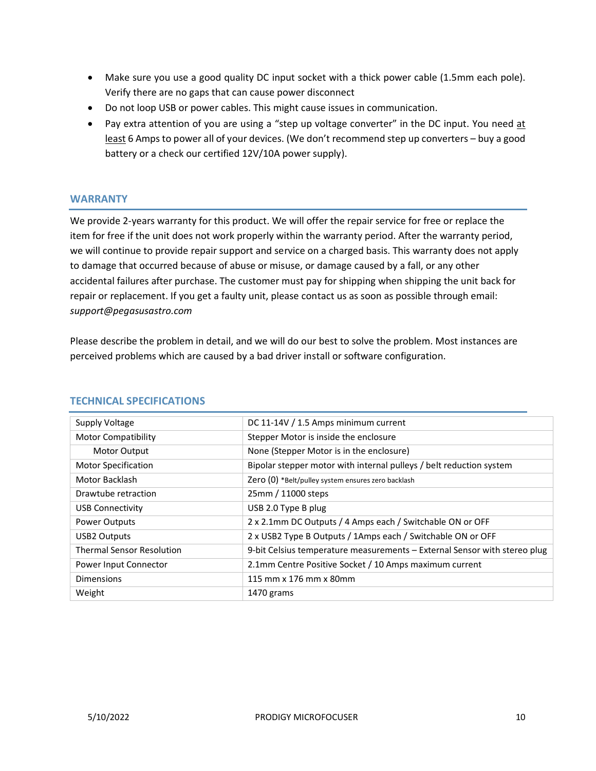- Make sure you use a good quality DC input socket with a thick power cable (1.5mm each pole). Verify there are no gaps that can cause power disconnect
- Do not loop USB or power cables. This might cause issues in communication.
- Pay extra attention of you are using a "step up voltage converter" in the DC input. You need at least 6 Amps to power all of your devices. (We don't recommend step up converters – buy a good battery or a check our certified 12V/10A power supply).

## WARRANTY

We provide 2-years warranty for this product. We will offer the repair service for free or replace the item for free if the unit does not work properly within the warranty period. After the warranty period, we will continue to provide repair support and service on a charged basis. This warranty does not apply to damage that occurred because of abuse or misuse, or damage caused by a fall, or any other accidental failures after purchase. The customer must pay for shipping when shipping the unit back for repair or replacement. If you get a faulty unit, please contact us as soon as possible through email: *support@pegasusastro.com*

Please describe the problem in detail, and we will do our best to solve the problem. Most instances are perceived problems which are caused by a bad driver install or software configuration.

## TECHNICAL SPECIFICATIONS

| | |
|---|---|
| Supply Voltage | DC 11-14V / 1.5 Amps minimum current |
| Motor Compatibility | Stepper Motor is inside the enclosure |
| Motor Output | None (Stepper Motor is in the enclosure) |
| Motor Specification | Bipolar stepper motor with internal pulleys / belt reduction system |
| Motor Backlash | Zero (0) *Belt/pulley system ensures zero backlash |
| Drawtube retraction | 25mm / 11000 steps |
| USB Connectivity | USB 2.0 Type B plug |
| Power Outputs | 2 x 2.1mm DC Outputs / 4 Amps each / Switchable ON or OFF |
| USB2 Outputs | 2 x USB2 Type B Outputs / 1Amps each / Switchable ON or OFF |
| Thermal Sensor Resolution | 9-bit Celsius temperature measurements – External Sensor with stereo plug |
| Power Input Connector | 2.1mm Centre Positive Socket / 10 Amps maximum current |
| Dimensions | 115 mm x 176 mm x 80mm |
| Weight | 1470 grams |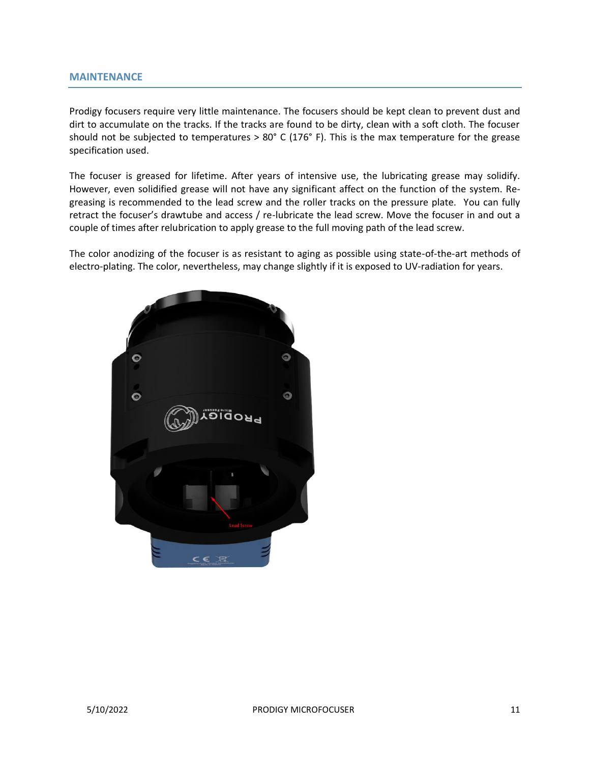## MAINTENANCE

Prodigy focusers require very little maintenance. The focusers should be kept clean to prevent dust and dirt to accumulate on the tracks. If the tracks are found to be dirty, clean with a soft cloth. The focuser should not be subjected to temperatures > 80° C (176° F). This is the max temperature for the grease specification used.

The focuser is greased for lifetime. After years of intensive use, the lubricating grease may solidify. However, even solidified grease will not have any significant affect on the function of the system. Re-greasing is recommended to the lead screw and the roller tracks on the pressure plate. You can fully retract the focuser's drawtube and access / re-lubricate the lead screw. Move the focuser in and out a couple of times after relubrication to apply grease to the full moving path of the lead screw.

The color anodizing of the focuser is as resistant to aging as possible using state-of-the-art methods of electro-plating. The color, nevertheless, may change slightly if it is exposed to UV-radiation for years.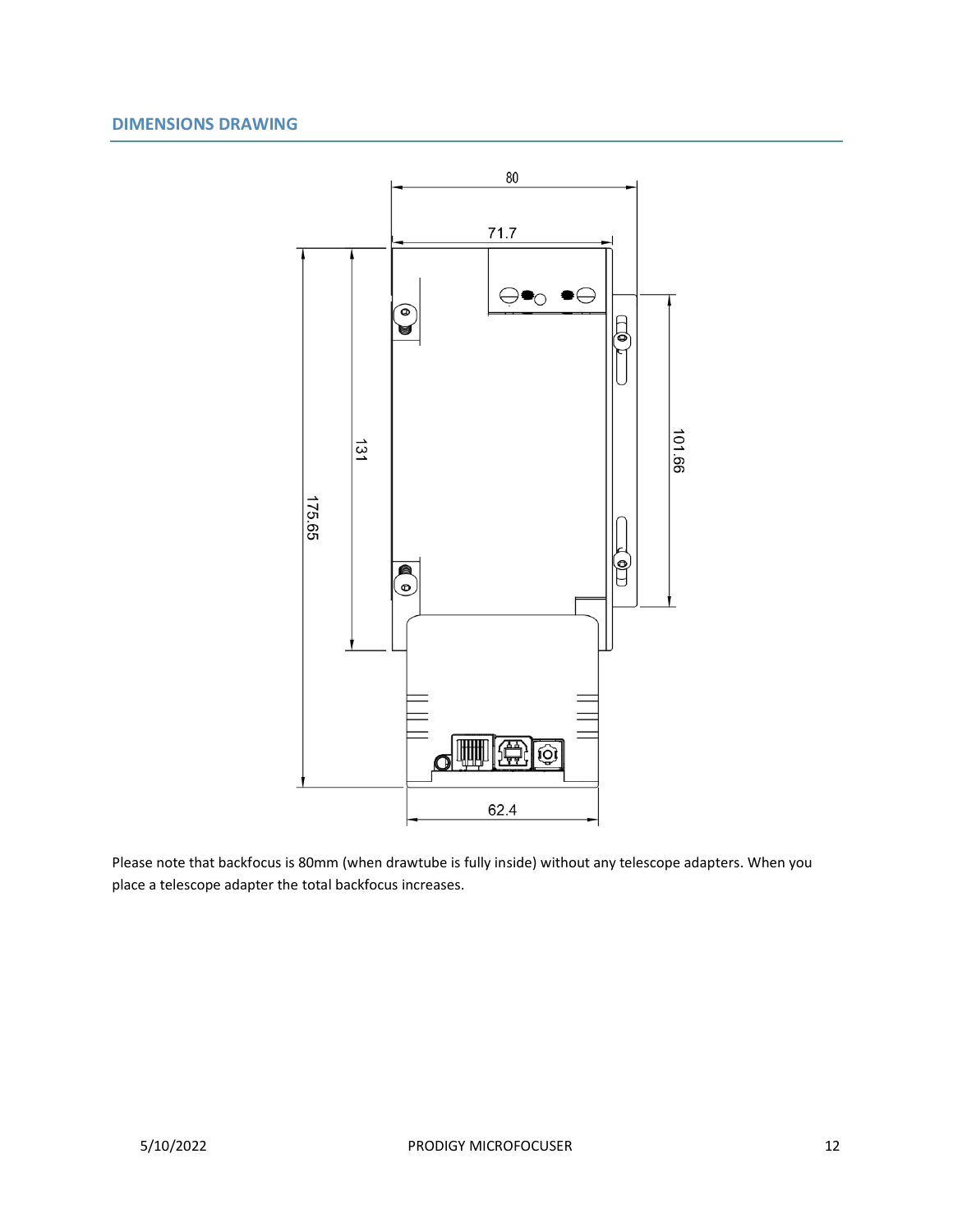## DIMENSIONS DRAWING

Please note that backfocus is 80mm (when drawtube is fully inside) without any telescope adapters. When you place a telescope adapter the total backfocus increases.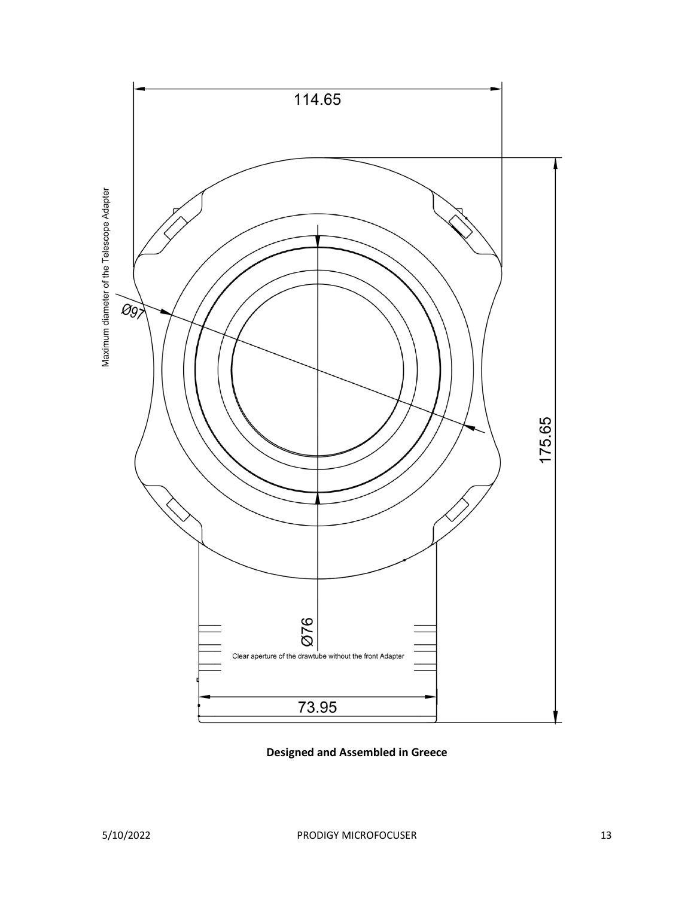114.65

Maximum diameter of the Telescope Adapter

Ø97

175.65

Ø76

Clear aperture of the drawtube without the front Adapter

73.95

**Designed and Assembled in Greece**